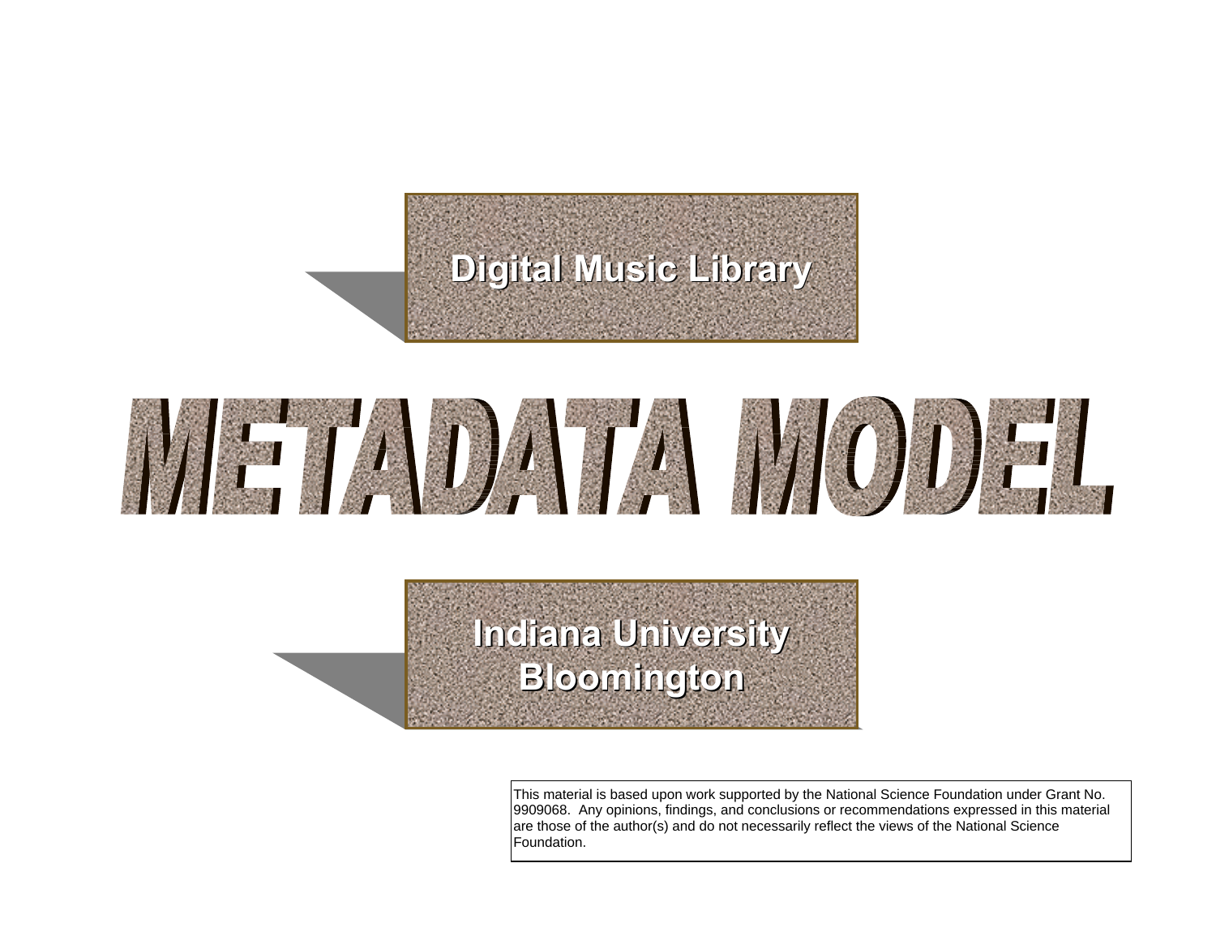## Digital Music Library

# METADATA MODEL

## Indiana University Bloomington

This material is based upon work supported by the National Science Foundation under Grant No. 9909068. Any opinions, findings, and conclusions or recommendations expressed in this material are those of the author(s) and do not necessarily reflect the views of the National Science Foundation.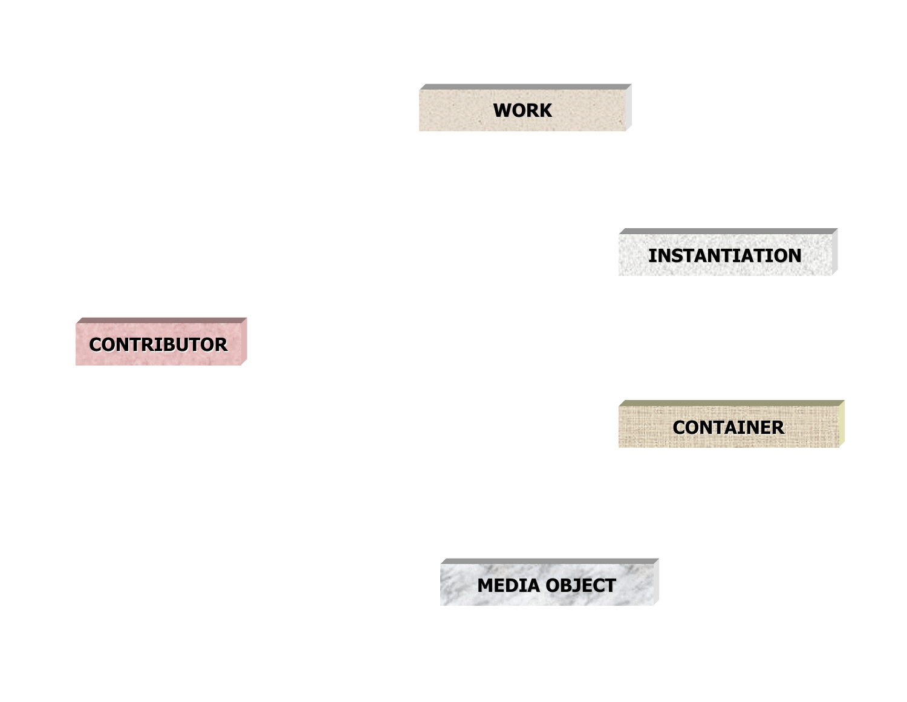WORK

INSTANTIATION

CONTRIBUTOR

CONTAINER

MEDIA OBJECT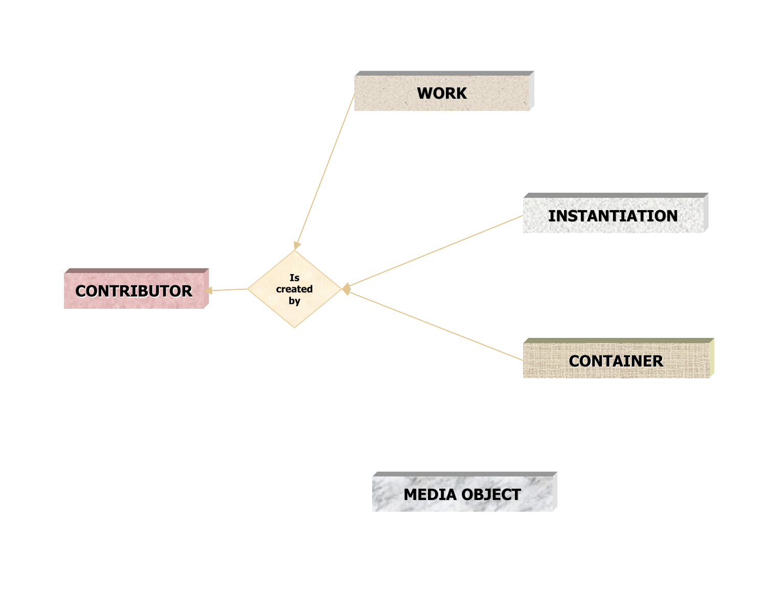WORK

INSTANTIATION

CONTRIBUTOR

Is created by

CONTAINER

MEDIA OBJECT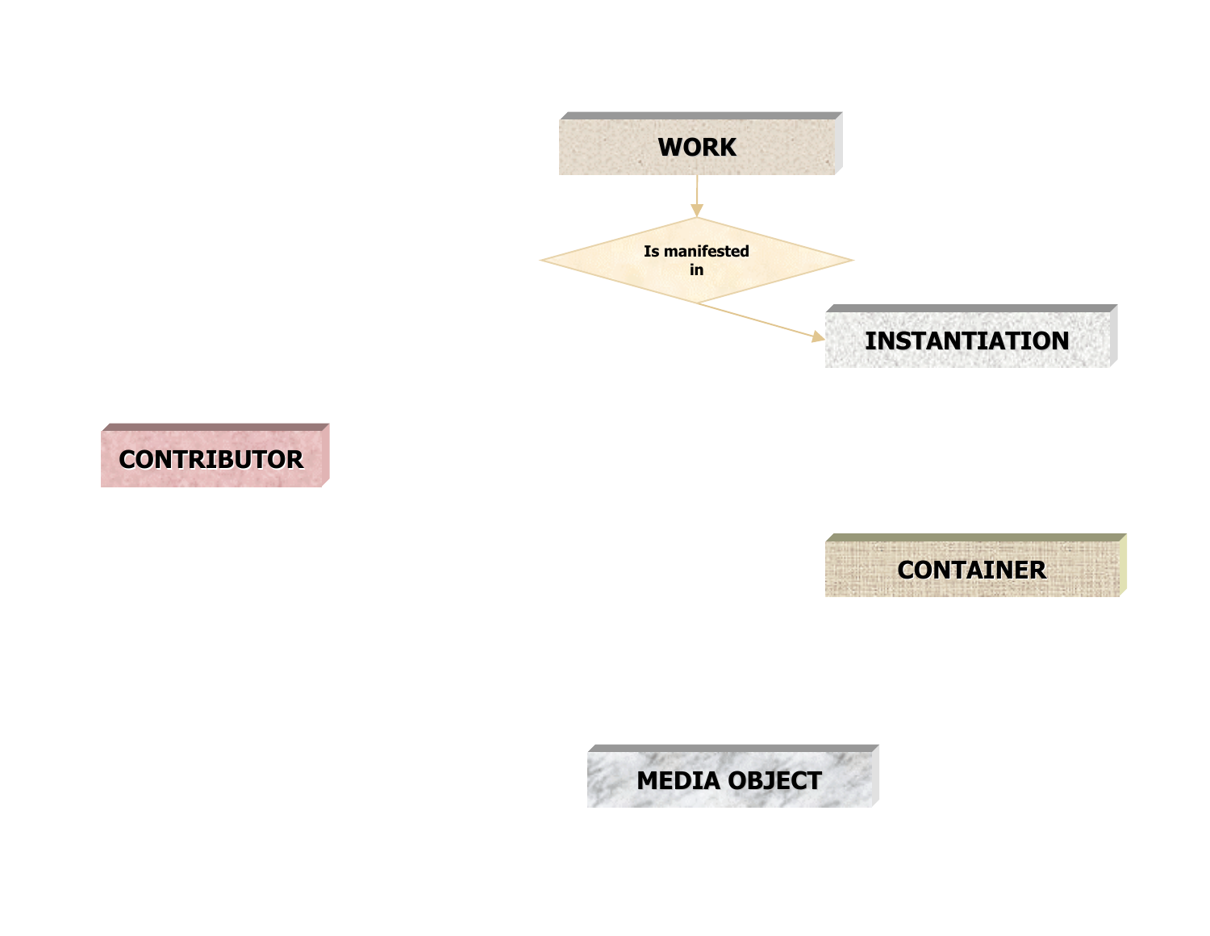WORK

Is manifested in

INSTANTIATION

CONTRIBUTOR

CONTAINER

MEDIA OBJECT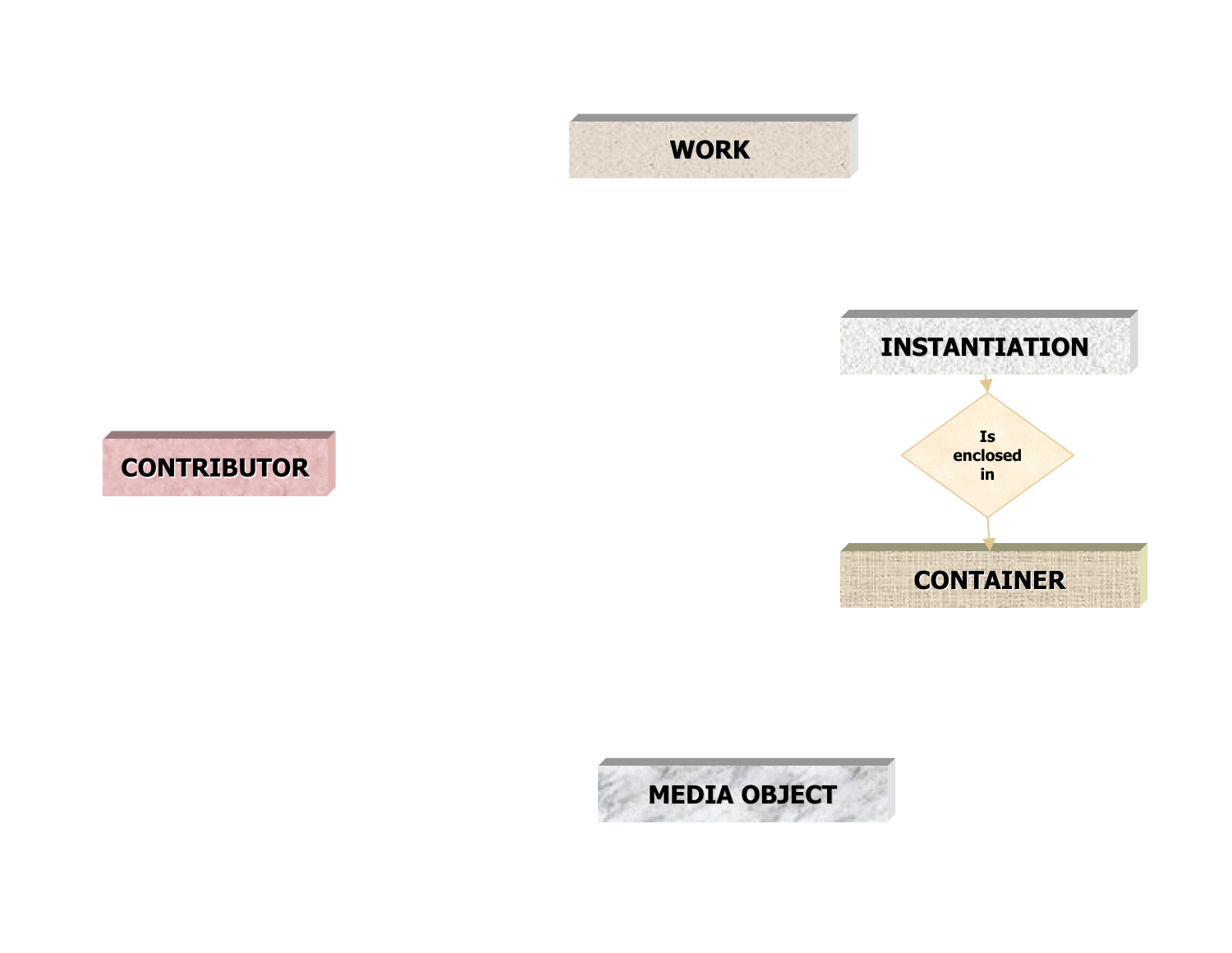WORK

INSTANTIATION

Is enclosed in

CONTAINER

CONTRIBUTOR

MEDIA OBJECT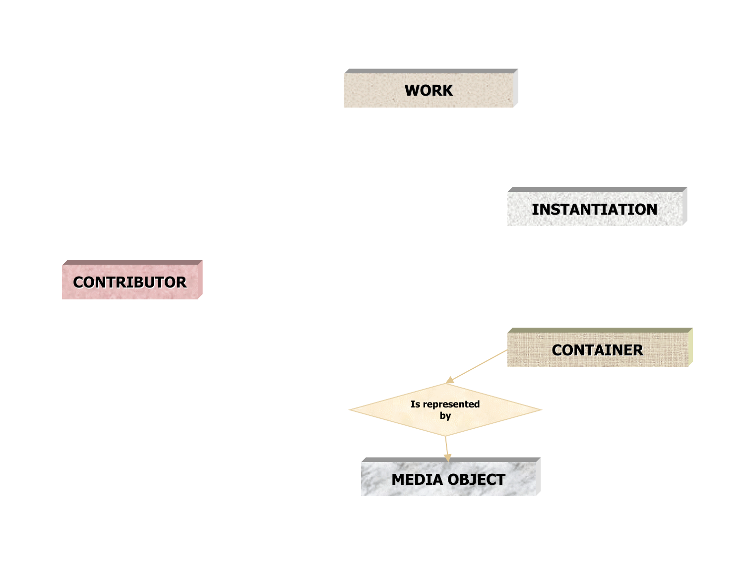WORK

INSTANTIATION

CONTRIBUTOR

CONTAINER

Is represented by

MEDIA OBJECT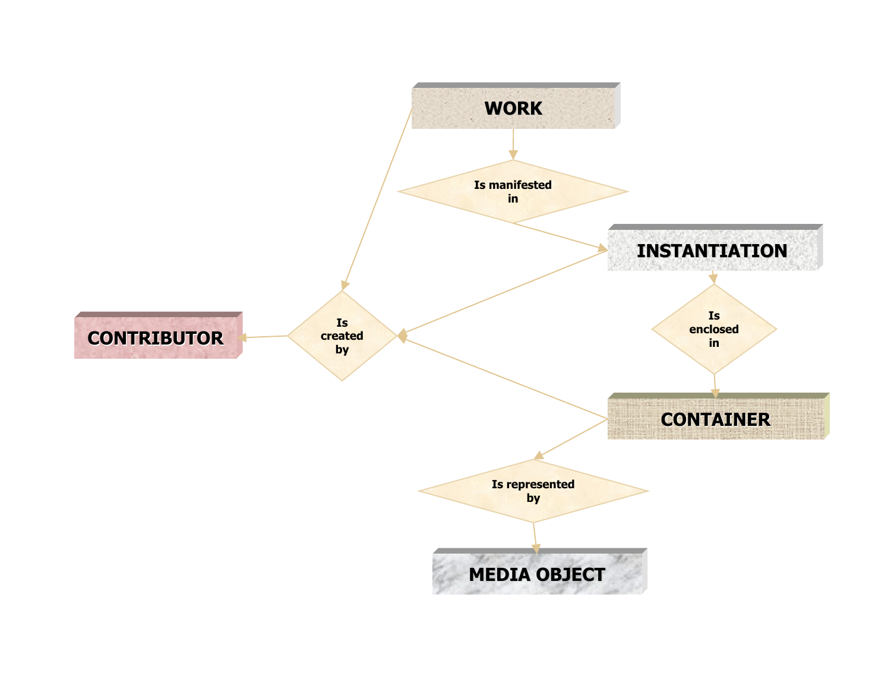WORK

Is manifested in

INSTANTIATION

Is enclosed in

CONTAINER

Is created by

CONTRIBUTOR

Is represented by

MEDIA OBJECT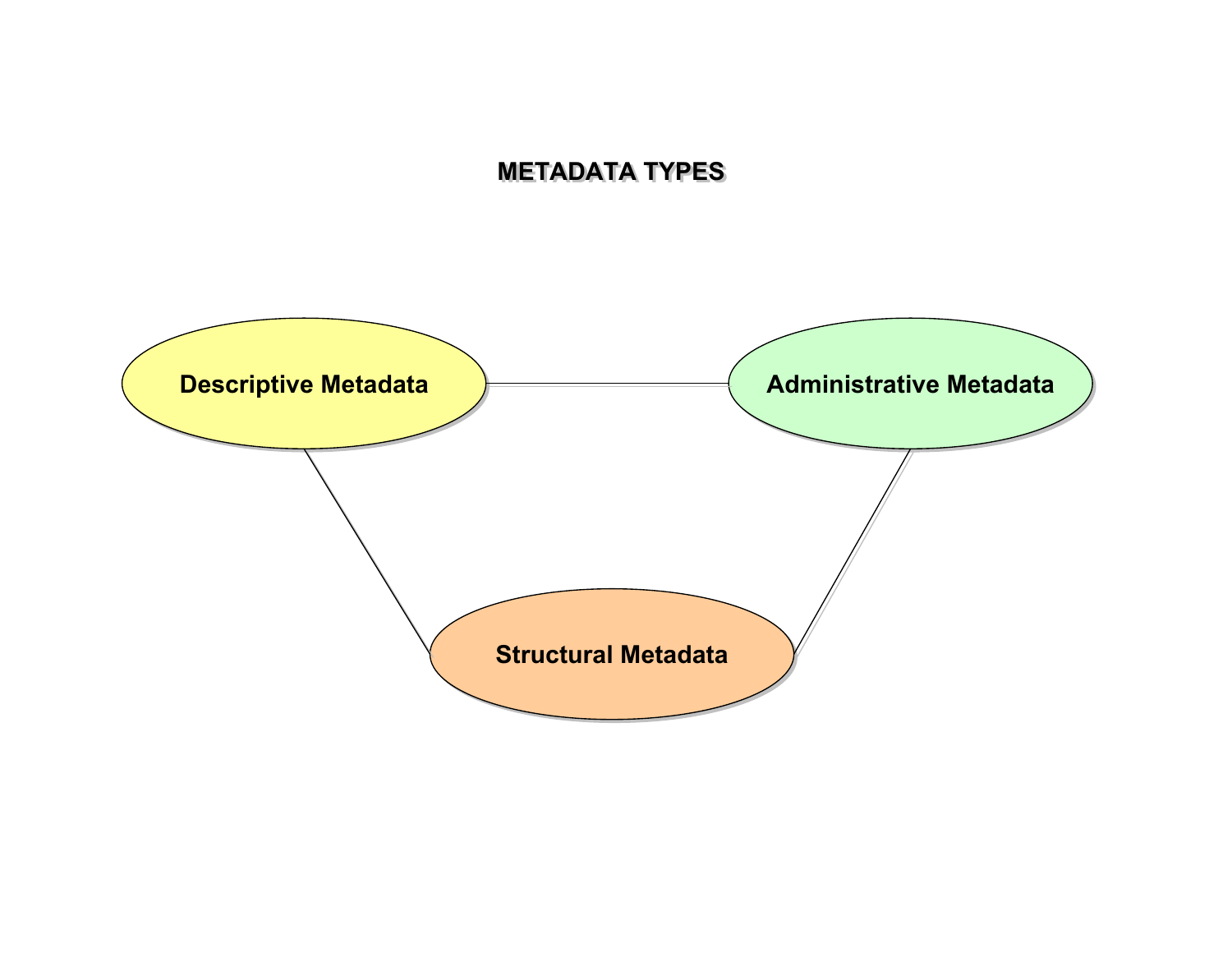# METADATA TYPES

Descriptive Metadata

Administrative Metadata

Structural Metadata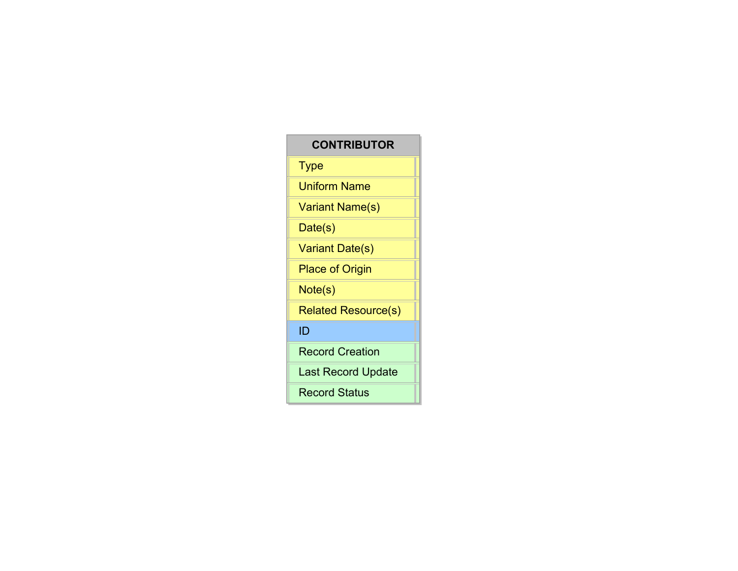| CONTRIBUTOR |
| --- |
| Type |
| Uniform Name |
| Variant Name(s) |
| Date(s) |
| Variant Date(s) |
| Place of Origin |
| Note(s) |
| Related Resource(s) |
| ID |
| Record Creation |
| Last Record Update |
| Record Status |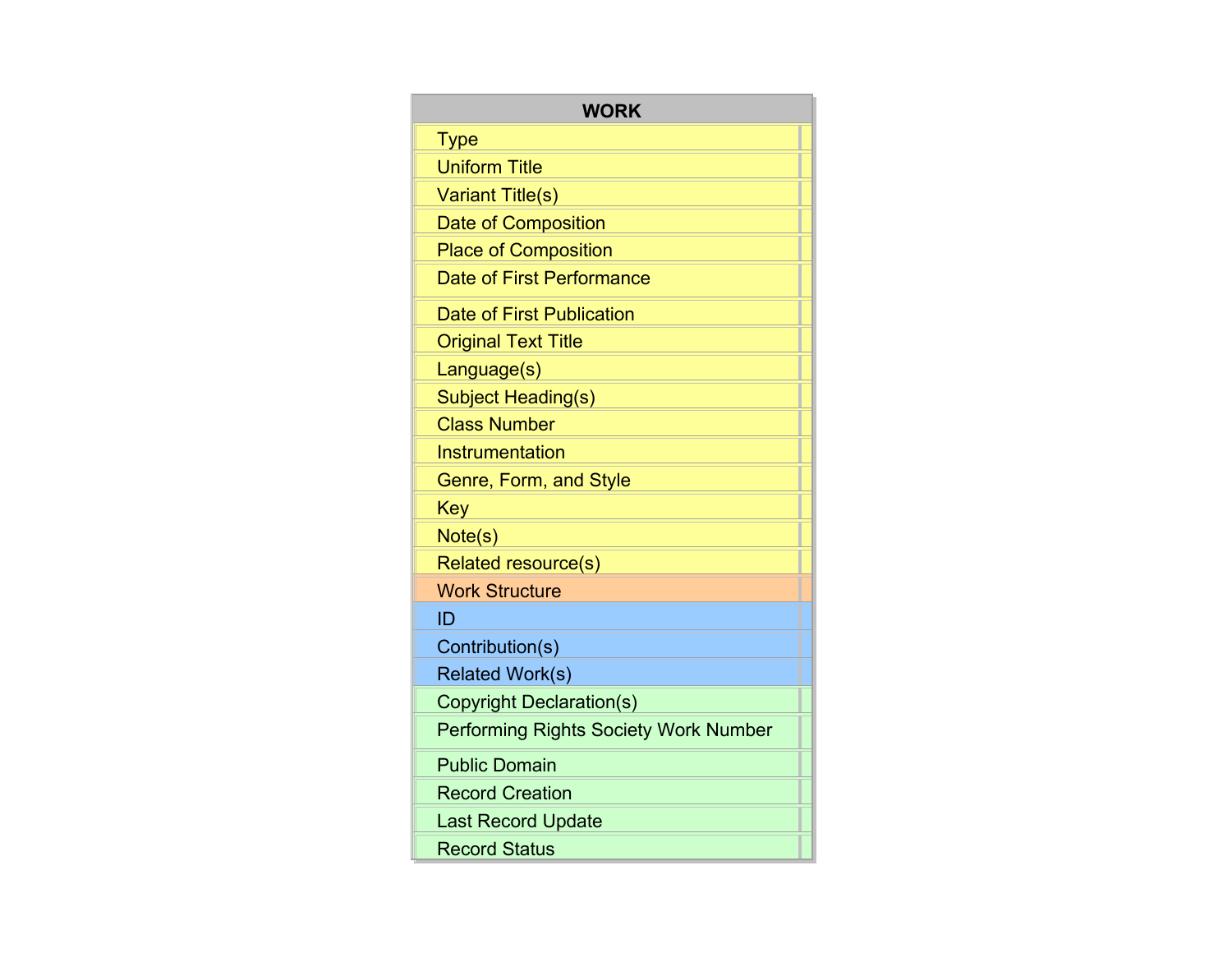| WORK |
| --- |
| Type |
| Uniform Title |
| Variant Title(s) |
| Date of Composition |
| Place of Composition |
| Date of First Performance |
| Date of First Publication |
| Original Text Title |
| Language(s) |
| Subject Heading(s) |
| Class Number |
| Instrumentation |
| Genre, Form, and Style |
| Key |
| Note(s) |
| Related resource(s) |
| Work Structure |
| ID |
| Contribution(s) |
| Related Work(s) |
| Copyright Declaration(s) |
| Performing Rights Society Work Number |
| Public Domain |
| Record Creation |
| Last Record Update |
| Record Status |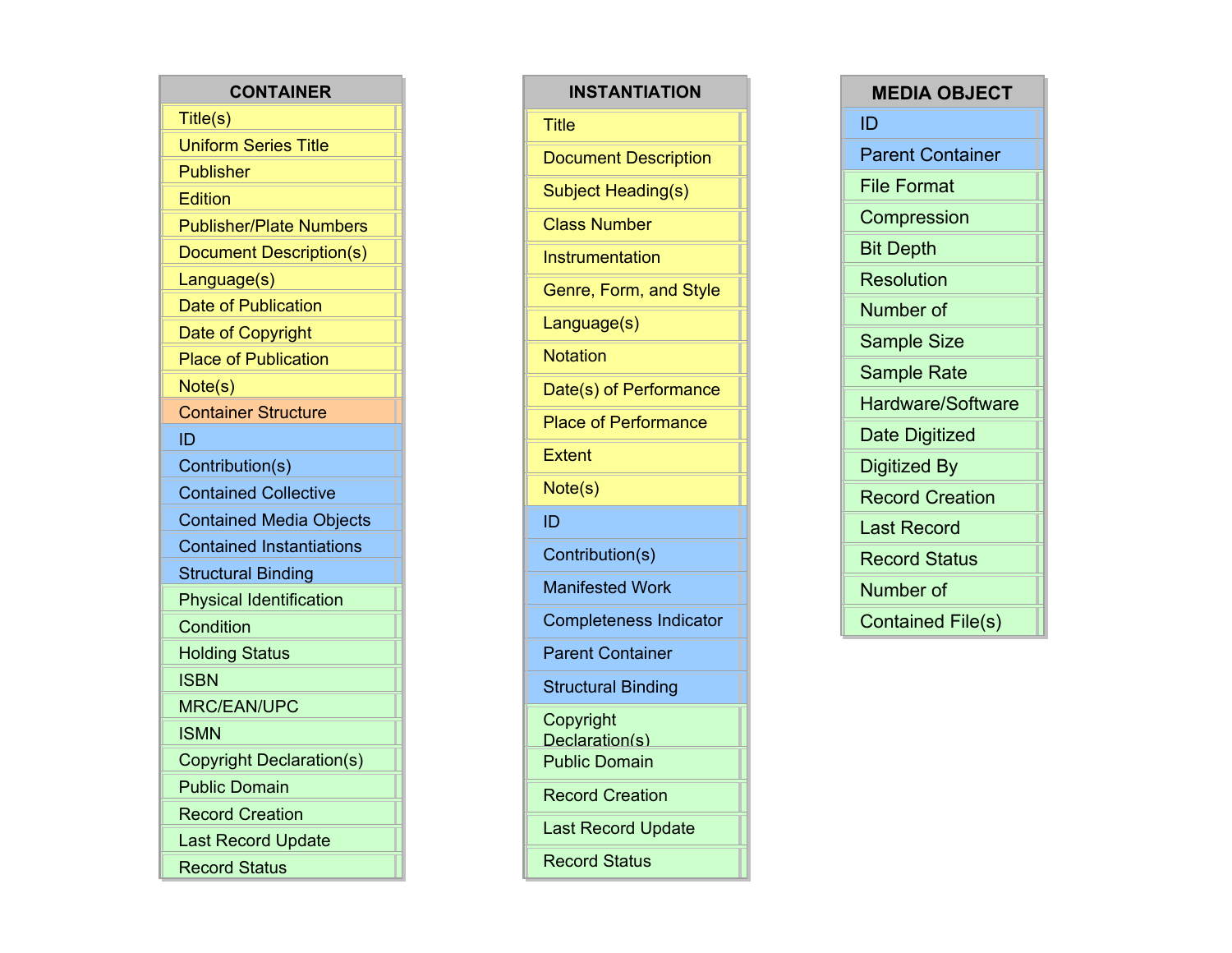**CONTAINER**

- Title(s)
- Uniform Series Title
- Publisher
- Edition
- Publisher/Plate Numbers
- Document Description(s)
- Language(s)
- Date of Publication
- Date of Copyright
- Place of Publication
- Note(s)
- Container Structure
- ID
- Contribution(s)
- Contained Collective
- Contained Media Objects
- Contained Instantiations
- Structural Binding
- Physical Identification
- Condition
- Holding Status
- ISBN
- MRC/EAN/UPC
- ISMN
- Copyright Declaration(s)
- Public Domain
- Record Creation
- Last Record Update
- Record Status

**INSTANTIATION**

- Title
- Document Description
- Subject Heading(s)
- Class Number
- Instrumentation
- Genre, Form, and Style
- Language(s)
- Notation
- Date(s) of Performance
- Place of Performance
- Extent
- Note(s)
- ID
- Contribution(s)
- Manifested Work
- Completeness Indicator
- Parent Container
- Structural Binding
- Copyright Declaration(s)
- Public Domain
- Record Creation
- Last Record Update
- Record Status

**MEDIA OBJECT**

- ID
- Parent Container
- File Format
- Compression
- Bit Depth
- Resolution
- Number of
- Sample Size
- Sample Rate
- Hardware/Software
- Date Digitized
- Digitized By
- Record Creation
- Last Record
- Record Status
- Number of
- Contained File(s)